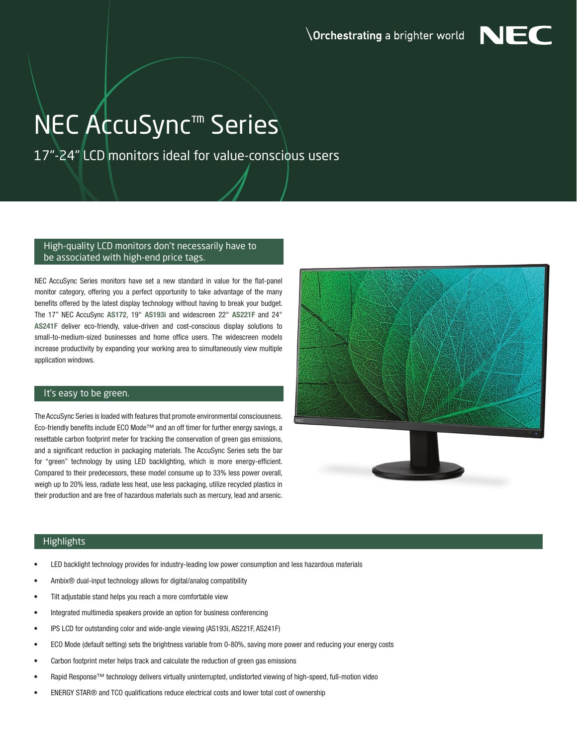\Orchestrating a brighter world NEC

# NEC AccuSync™ Series

17"-24" LCD monitors ideal for value-conscious users

## High-quality LCD monitors don't necessarily have to be associated with high-end price tags.

NEC AccuSync Series monitors have set a new standard in value for the flat-panel monitor category, offering you a perfect opportunity to take advantage of the many benefits offered by the latest display technology without having to break your budget. The 17" NEC AccuSync **AS172**, 19" **AS193i** and widescreen 22" **AS221F** and 24" **AS241F** deliver eco-friendly, value-driven and cost-conscious display solutions to small-to-medium-sized businesses and home office users. The widescreen models increase productivity by expanding your working area to simultaneously view multiple application windows.

## It's easy to be green.

The AccuSync Series is loaded with features that promote environmental consciousness. Eco-friendly benefits include ECO Mode™ and an off timer for further energy savings, a resettable carbon footprint meter for tracking the conservation of green gas emissions, and a significant reduction in packaging materials. The AccuSync Series sets the bar for "green" technology by using LED backlighting, which is more energy-efficient. Compared to their predecessors, these model consume up to 33% less power overall, weigh up to 20% less, radiate less heat, use less packaging, utilize recycled plastics in their production and are free of hazardous materials such as mercury, lead and arsenic.

## Highlights

- LED backlight technology provides for industry-leading low power consumption and less hazardous materials
- Ambix® dual-input technology allows for digital/analog compatibility
- Tilt adjustable stand helps you reach a more comfortable view
- Integrated multimedia speakers provide an option for business conferencing
- IPS LCD for outstanding color and wide-angle viewing (AS193i, AS221F, AS241F)
- ECO Mode (default setting) sets the brightness variable from 0-80%, saving more power and reducing your energy costs
- Carbon footprint meter helps track and calculate the reduction of green gas emissions
- Rapid Response™ technology delivers virtually uninterrupted, undistorted viewing of high-speed, full-motion video
- ENERGY STAR® and TCO qualifications reduce electrical costs and lower total cost of ownership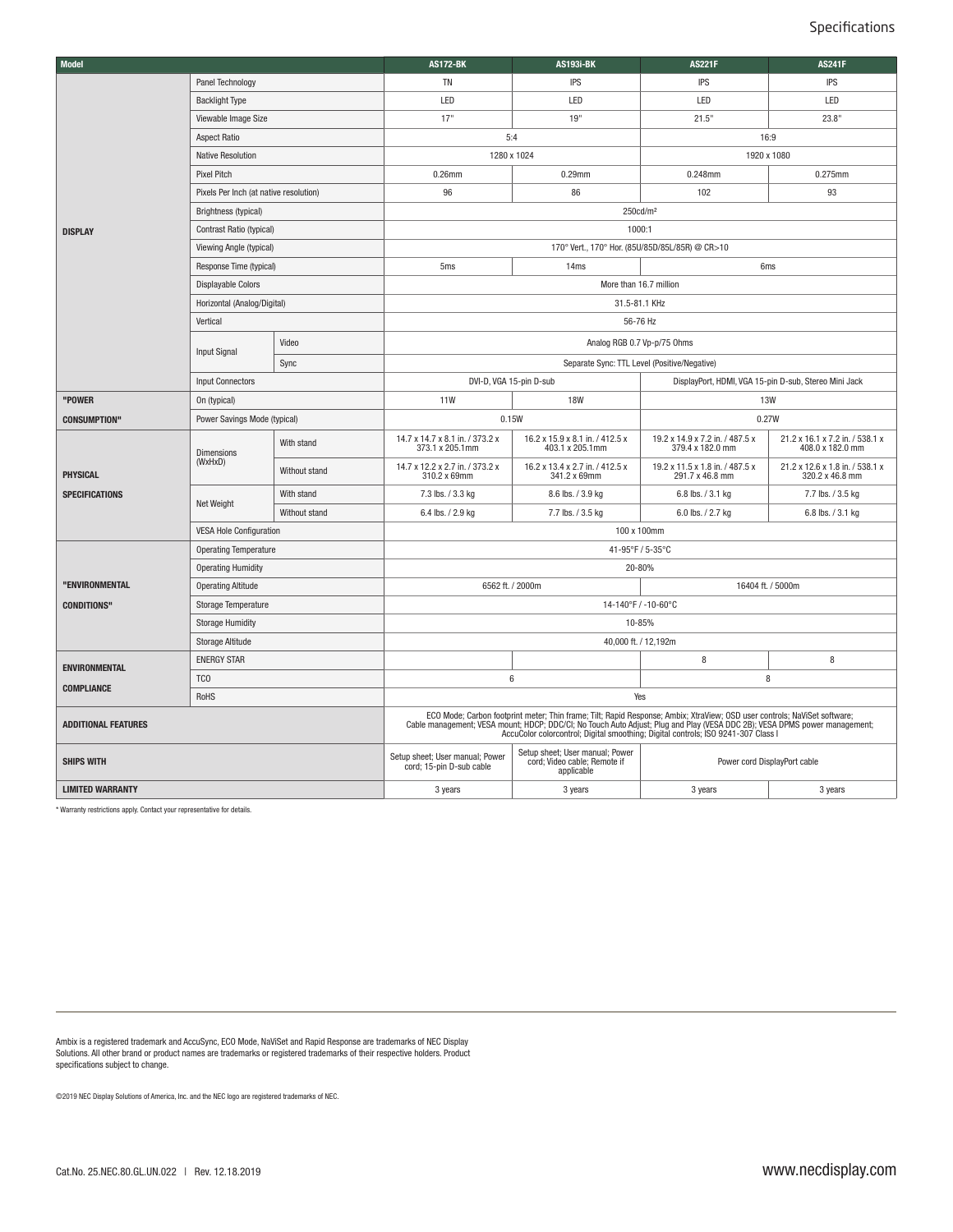# Specifications

| Model | | | AS172-BK | AS193i-BK | AS221F | AS241F |
|---|---|---|---|---|---|---|
| DISPLAY | Panel Technology | | TN | IPS | IPS | IPS |
| | Backlight Type | | LED | LED | LED | LED |
| | Viewable Image Size | | 17" | 19" | 21.5" | 23.8" |
| | Aspect Ratio | | 5:4 | | 16:9 | |
| | Native Resolution | | 1280 x 1024 | | 1920 x 1080 | |
| | Pixel Pitch | | 0.26mm | 0.29mm | 0.248mm | 0.275mm |
| | Pixels Per Inch (at native resolution) | | 96 | 86 | 102 | 93 |
| | Brightness (typical) | | 250cd/m² | | | |
| | Contrast Ratio (typical) | | 1000:1 | | | |
| | Viewing Angle (typical) | | 170° Vert., 170° Hor. (85U/85D/85L/85R) @ CR>10 | | | |
| | Response Time (typical) | | 5ms | 14ms | 6ms | |
| | Displayable Colors | | More than 16.7 million | | | |
| | Horizontal (Analog/Digital) | | 31.5-81.1 KHz | | | |
| | Vertical | | 56-76 Hz | | | |
| | Input Signal | Video | Analog RGB 0.7 Vp-p/75 Ohms | | | |
| | | Sync | Separate Sync: TTL Level (Positive/Negative) | | | |
| | Input Connectors | | DVI-D, VGA 15-pin D-sub | | DisplayPort, HDMI, VGA 15-pin D-sub, Stereo Mini Jack | |
| "POWER CONSUMPTION" | On (typical) | | 11W | 18W | 13W | |
| | Power Savings Mode (typical) | | 0.15W | | 0.27W | |
| PHYSICAL SPECIFICATIONS | Dimensions (WxHxD) | With stand | 14.7 x 14.7 x 8.1 in. / 373.2 x 373.1 x 205.1mm | 16.2 x 15.9 x 8.1 in. / 412.5 x 403.1 x 205.1mm | 19.2 x 14.9 x 7.2 in. / 487.5 x 379.4 x 182.0 mm | 21.2 x 16.1 x 7.2 in. / 538.1 x 408.0 x 182.0 mm |
| | | Without stand | 14.7 x 12.2 x 2.7 in. / 373.2 x 310.2 x 69mm | 16.2 x 13.4 x 2.7 in. / 412.5 x 341.2 x 69mm | 19.2 x 11.5 x 1.8 in. / 487.5 x 291.7 x 46.8 mm | 21.2 x 12.6 x 1.8 in. / 538.1 x 320.2 x 46.8 mm |
| | Net Weight | With stand | 7.3 lbs. / 3.3 kg | 8.6 lbs. / 3.9 kg | 6.8 lbs. / 3.1 kg | 7.7 lbs. / 3.5 kg |
| | | Without stand | 6.4 lbs. / 2.9 kg | 7.7 lbs. / 3.5 kg | 6.0 lbs. / 2.7 kg | 6.8 lbs. / 3.1 kg |
| | VESA Hole Configuration | | 100 x 100mm | | | |
| "ENVIRONMENTAL CONDITIONS" | Operating Temperature | | 41-95°F / 5-35°C | | | |
| | Operating Humidity | | 20-80% | | | |
| | Operating Altitude | | 6562 ft. / 2000m | | 16404 ft. / 5000m | |
| | Storage Temperature | | 14-140°F / -10-60°C | | | |
| | Storage Humidity | | 10-85% | | | |
| | Storage Altitude | | 40,000 ft. / 12,192m | | | |
| ENVIRONMENTAL COMPLIANCE | ENERGY STAR | | | | 8 | 8 |
| | TCO | | 6 | | 8 | |
| | RoHS | | Yes | | | |
| ADDITIONAL FEATURES | | | ECO Mode; Carbon footprint meter; Thin frame; Tilt; Rapid Response; Ambix; XtraView; OSD user controls; NaViSet software; Cable management; VESA mount; HDCP; DDC/CI; No Touch Auto Adjust; Plug and Play (VESA DDC 2B); VESA DPMS power management; AccuColor colorcontrol; Digital smoothing; Digital controls; ISO 9241-307 Class I | | | |
| SHIPS WITH | | | Setup sheet; User manual; Power cord; 15-pin D-sub cable | Setup sheet; User manual; Power cord; Video cable; Remote if applicable | Power cord DisplayPort cable | |
| LIMITED WARRANTY | | | 3 years | 3 years | 3 years | 3 years |

* Warranty restrictions apply. Contact your representative for details.

Ambix is a registered trademark and AccuSync, ECO Mode, NaViSet and Rapid Response are trademarks of NEC Display Solutions. All other brand or product names are trademarks or registered trademarks of their respective holders. Product specifications subject to change.

©2019 NEC Display Solutions of America, Inc. and the NEC logo are registered trademarks of NEC.

Cat.No. 25.NEC.80.GL.UN.022 | Rev. 12.18.2019

www.necdisplay.com